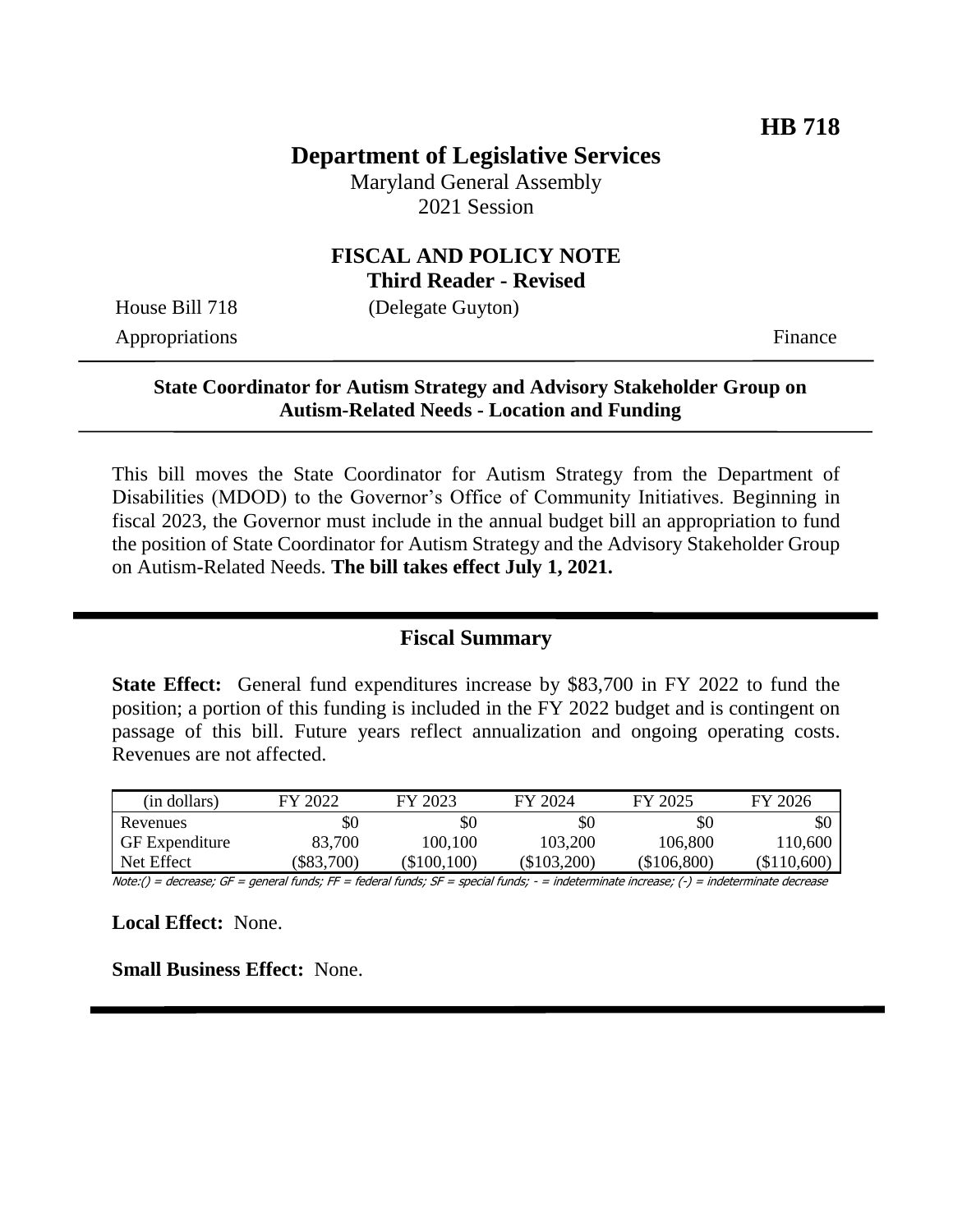**HB 718**

# Department of Legislative Services

Maryland General Assembly
2021 Session

## FISCAL AND POLICY NOTE
**Third Reader - Revised**

House Bill 718 (Delegate Guyton)
Appropriations Finance

---

**State Coordinator for Autism Strategy and Advisory Stakeholder Group on Autism-Related Needs - Location and Funding**

---

This bill moves the State Coordinator for Autism Strategy from the Department of Disabilities (MDOD) to the Governor's Office of Community Initiatives. Beginning in fiscal 2023, the Governor must include in the annual budget bill an appropriation to fund the position of State Coordinator for Autism Strategy and the Advisory Stakeholder Group on Autism-Related Needs. **The bill takes effect July 1, 2021.**

---

## Fiscal Summary

**State Effect:** General fund expenditures increase by $83,700 in FY 2022 to fund the position; a portion of this funding is included in the FY 2022 budget and is contingent on passage of this bill. Future years reflect annualization and ongoing operating costs. Revenues are not affected.

| (in dollars) | FY 2022 | FY 2023 | FY 2024 | FY 2025 | FY 2026 |
|---|---|---|---|---|---|
| Revenues | $0 | $0 | $0 | $0 | $0 |
| GF Expenditure | 83,700 | 100,100 | 103,200 | 106,800 | 110,600 |
| Net Effect | ($83,700) | ($100,100) | ($103,200) | ($106,800) | ($110,600) |

Note:() = decrease; GF = general funds; FF = federal funds; SF = special funds; - = indeterminate increase; (-) = indeterminate decrease

**Local Effect:** None.

**Small Business Effect:** None.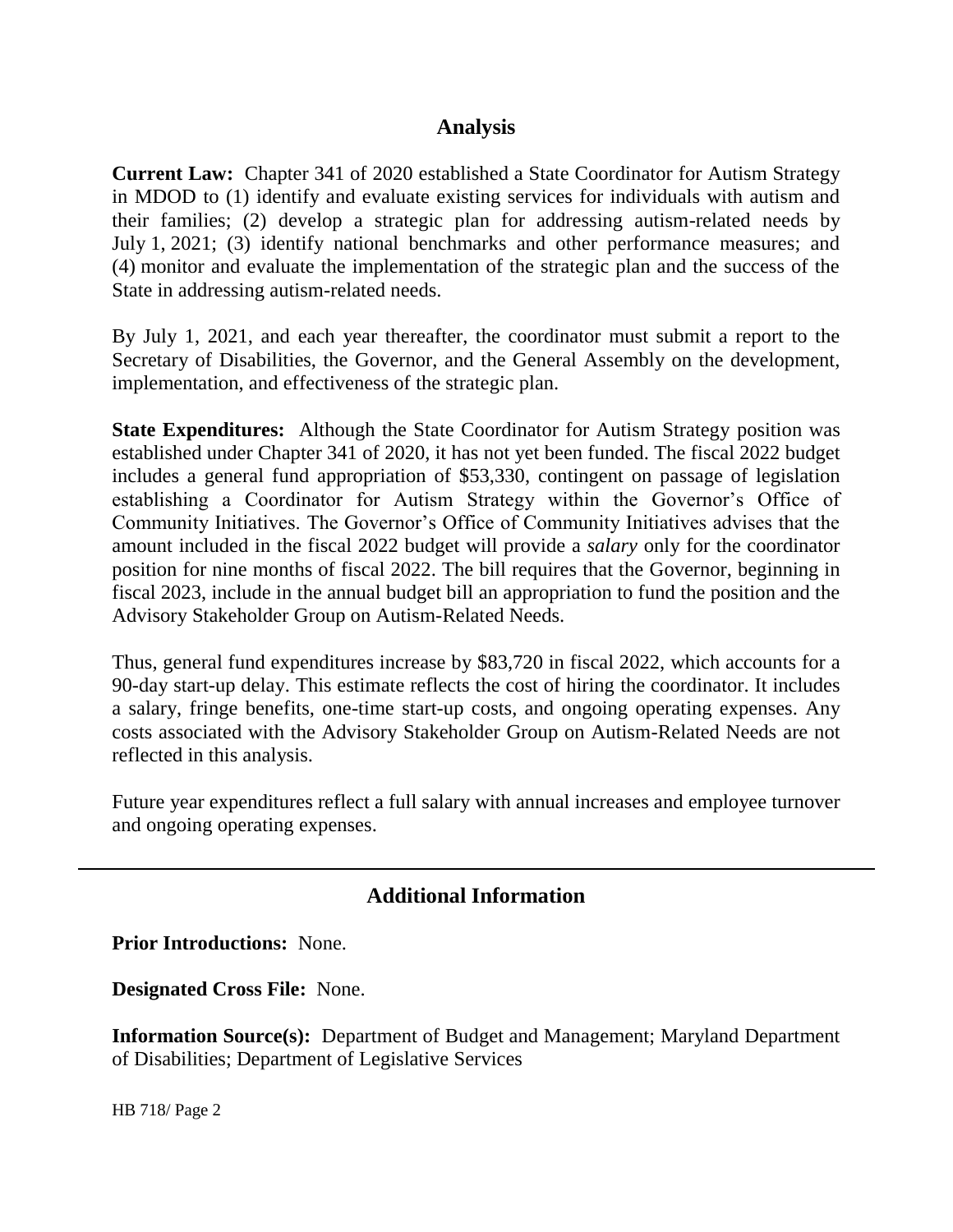## Analysis

**Current Law:** Chapter 341 of 2020 established a State Coordinator for Autism Strategy in MDOD to (1) identify and evaluate existing services for individuals with autism and their families; (2) develop a strategic plan for addressing autism-related needs by July 1, 2021; (3) identify national benchmarks and other performance measures; and (4) monitor and evaluate the implementation of the strategic plan and the success of the State in addressing autism-related needs.

By July 1, 2021, and each year thereafter, the coordinator must submit a report to the Secretary of Disabilities, the Governor, and the General Assembly on the development, implementation, and effectiveness of the strategic plan.

**State Expenditures:** Although the State Coordinator for Autism Strategy position was established under Chapter 341 of 2020, it has not yet been funded. The fiscal 2022 budget includes a general fund appropriation of $53,330, contingent on passage of legislation establishing a Coordinator for Autism Strategy within the Governor's Office of Community Initiatives. The Governor's Office of Community Initiatives advises that the amount included in the fiscal 2022 budget will provide a *salary* only for the coordinator position for nine months of fiscal 2022. The bill requires that the Governor, beginning in fiscal 2023, include in the annual budget bill an appropriation to fund the position and the Advisory Stakeholder Group on Autism-Related Needs.

Thus, general fund expenditures increase by $83,720 in fiscal 2022, which accounts for a 90-day start-up delay. This estimate reflects the cost of hiring the coordinator. It includes a salary, fringe benefits, one-time start-up costs, and ongoing operating expenses. Any costs associated with the Advisory Stakeholder Group on Autism-Related Needs are not reflected in this analysis.

Future year expenditures reflect a full salary with annual increases and employee turnover and ongoing operating expenses.

---

## Additional Information

**Prior Introductions:** None.

**Designated Cross File:** None.

**Information Source(s):** Department of Budget and Management; Maryland Department of Disabilities; Department of Legislative Services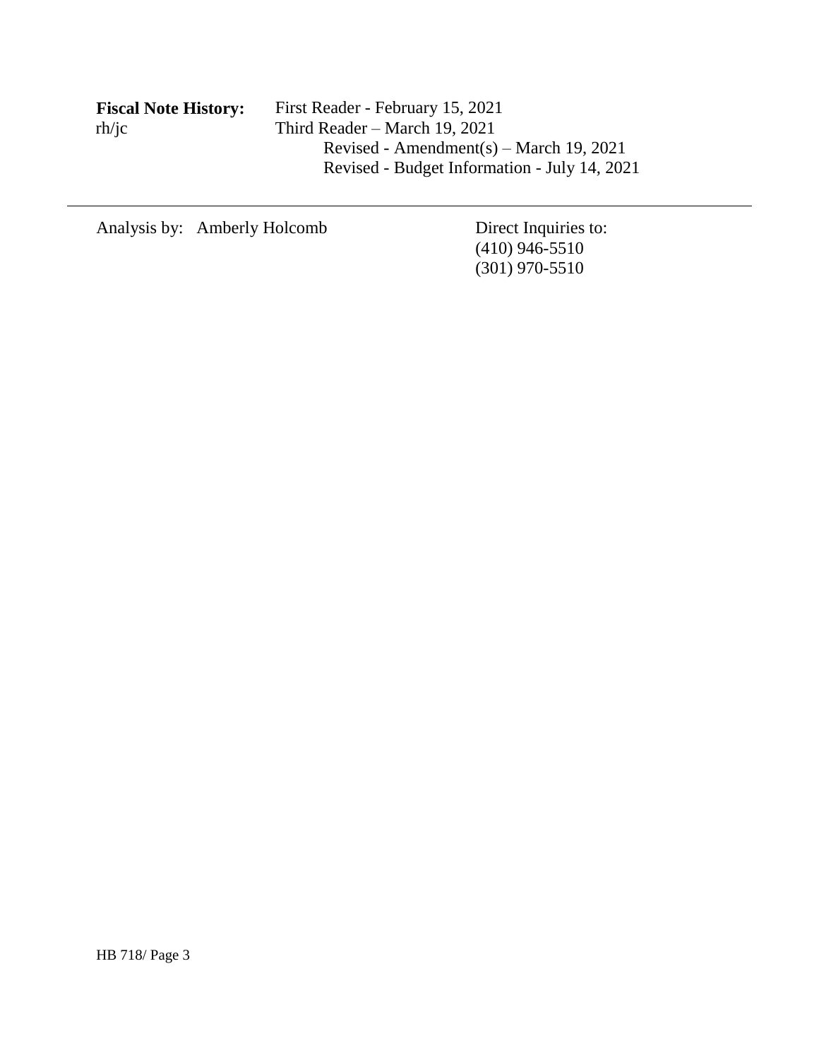**Fiscal Note History:** First Reader - February 15, 2021
rh/jc Third Reader – March 19, 2021
Revised - Amendment(s) – March 19, 2021
Revised - Budget Information - July 14, 2021

---

Analysis by: Amberly Holcomb

Direct Inquiries to:
(410) 946-5510
(301) 970-5510